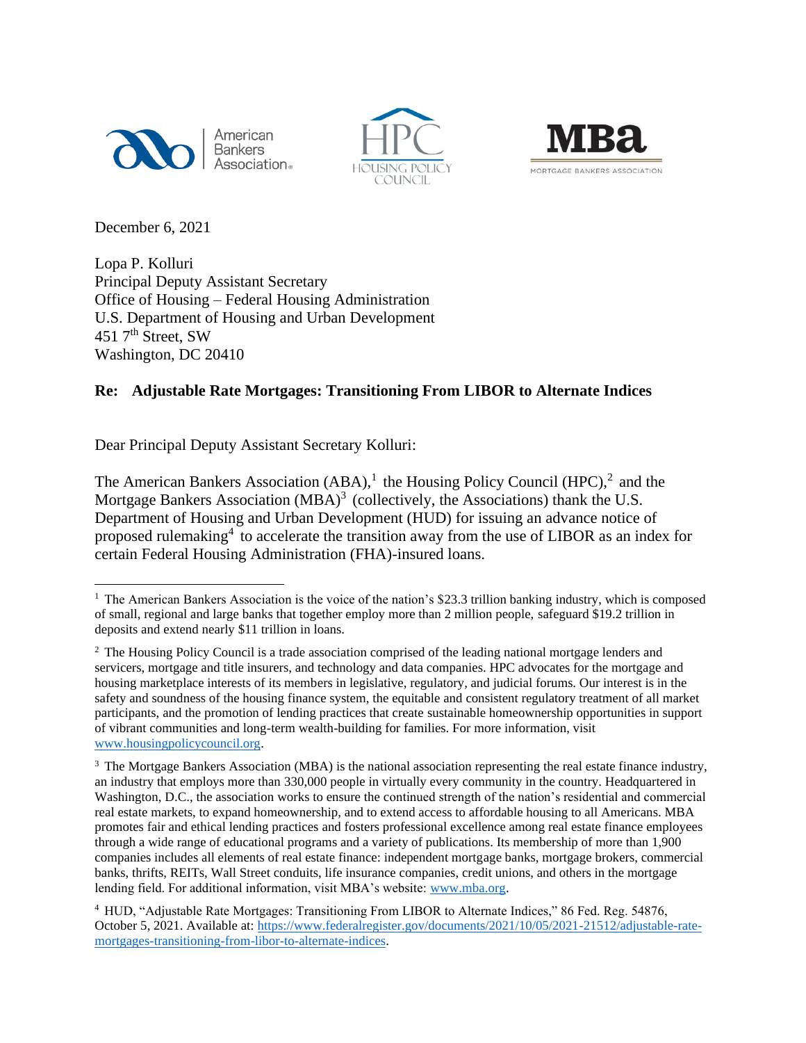December 6, 2021

Lopa P. Kolluri
Principal Deputy Assistant Secretary
Office of Housing – Federal Housing Administration
U.S. Department of Housing and Urban Development
451 7th Street, SW
Washington, DC 20410

**Re: Adjustable Rate Mortgages: Transitioning From LIBOR to Alternate Indices**

Dear Principal Deputy Assistant Secretary Kolluri:

The American Bankers Association (ABA),[1] the Housing Policy Council (HPC),[2] and the Mortgage Bankers Association (MBA)[3] (collectively, the Associations) thank the U.S. Department of Housing and Urban Development (HUD) for issuing an advance notice of proposed rulemaking[4] to accelerate the transition away from the use of LIBOR as an index for certain Federal Housing Administration (FHA)-insured loans.

---

[1] The American Bankers Association is the voice of the nation's $23.3 trillion banking industry, which is composed of small, regional and large banks that together employ more than 2 million people, safeguard $19.2 trillion in deposits and extend nearly $11 trillion in loans.

[2] The Housing Policy Council is a trade association comprised of the leading national mortgage lenders and servicers, mortgage and title insurers, and technology and data companies. HPC advocates for the mortgage and housing marketplace interests of its members in legislative, regulatory, and judicial forums. Our interest is in the safety and soundness of the housing finance system, the equitable and consistent regulatory treatment of all market participants, and the promotion of lending practices that create sustainable homeownership opportunities in support of vibrant communities and long-term wealth-building for families. For more information, visit www.housingpolicycouncil.org.

[3] The Mortgage Bankers Association (MBA) is the national association representing the real estate finance industry, an industry that employs more than 330,000 people in virtually every community in the country. Headquartered in Washington, D.C., the association works to ensure the continued strength of the nation's residential and commercial real estate markets, to expand homeownership, and to extend access to affordable housing to all Americans. MBA promotes fair and ethical lending practices and fosters professional excellence among real estate finance employees through a wide range of educational programs and a variety of publications. Its membership of more than 1,900 companies includes all elements of real estate finance: independent mortgage banks, mortgage brokers, commercial banks, thrifts, REITs, Wall Street conduits, life insurance companies, credit unions, and others in the mortgage lending field. For additional information, visit MBA's website: www.mba.org.

[4] HUD, "Adjustable Rate Mortgages: Transitioning From LIBOR to Alternate Indices," 86 Fed. Reg. 54876, October 5, 2021. Available at: https://www.federalregister.gov/documents/2021/10/05/2021-21512/adjustable-rate-mortgages-transitioning-from-libor-to-alternate-indices.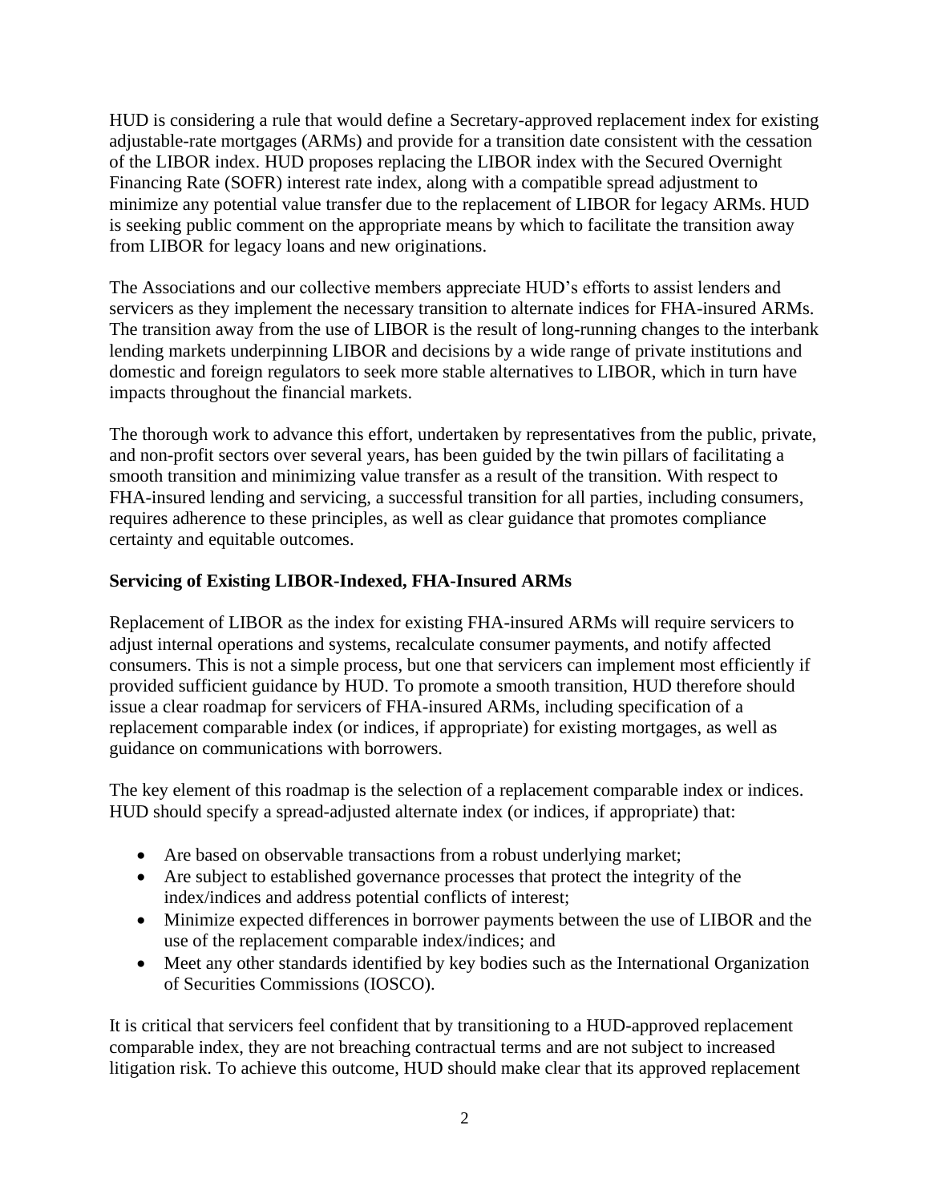HUD is considering a rule that would define a Secretary-approved replacement index for existing adjustable-rate mortgages (ARMs) and provide for a transition date consistent with the cessation of the LIBOR index. HUD proposes replacing the LIBOR index with the Secured Overnight Financing Rate (SOFR) interest rate index, along with a compatible spread adjustment to minimize any potential value transfer due to the replacement of LIBOR for legacy ARMs. HUD is seeking public comment on the appropriate means by which to facilitate the transition away from LIBOR for legacy loans and new originations.

The Associations and our collective members appreciate HUD's efforts to assist lenders and servicers as they implement the necessary transition to alternate indices for FHA-insured ARMs. The transition away from the use of LIBOR is the result of long-running changes to the interbank lending markets underpinning LIBOR and decisions by a wide range of private institutions and domestic and foreign regulators to seek more stable alternatives to LIBOR, which in turn have impacts throughout the financial markets.

The thorough work to advance this effort, undertaken by representatives from the public, private, and non-profit sectors over several years, has been guided by the twin pillars of facilitating a smooth transition and minimizing value transfer as a result of the transition. With respect to FHA-insured lending and servicing, a successful transition for all parties, including consumers, requires adherence to these principles, as well as clear guidance that promotes compliance certainty and equitable outcomes.

**Servicing of Existing LIBOR-Indexed, FHA-Insured ARMs**

Replacement of LIBOR as the index for existing FHA-insured ARMs will require servicers to adjust internal operations and systems, recalculate consumer payments, and notify affected consumers. This is not a simple process, but one that servicers can implement most efficiently if provided sufficient guidance by HUD. To promote a smooth transition, HUD therefore should issue a clear roadmap for servicers of FHA-insured ARMs, including specification of a replacement comparable index (or indices, if appropriate) for existing mortgages, as well as guidance on communications with borrowers.

The key element of this roadmap is the selection of a replacement comparable index or indices. HUD should specify a spread-adjusted alternate index (or indices, if appropriate) that:

- Are based on observable transactions from a robust underlying market;
- Are subject to established governance processes that protect the integrity of the index/indices and address potential conflicts of interest;
- Minimize expected differences in borrower payments between the use of LIBOR and the use of the replacement comparable index/indices; and
- Meet any other standards identified by key bodies such as the International Organization of Securities Commissions (IOSCO).

It is critical that servicers feel confident that by transitioning to a HUD-approved replacement comparable index, they are not breaching contractual terms and are not subject to increased litigation risk. To achieve this outcome, HUD should make clear that its approved replacement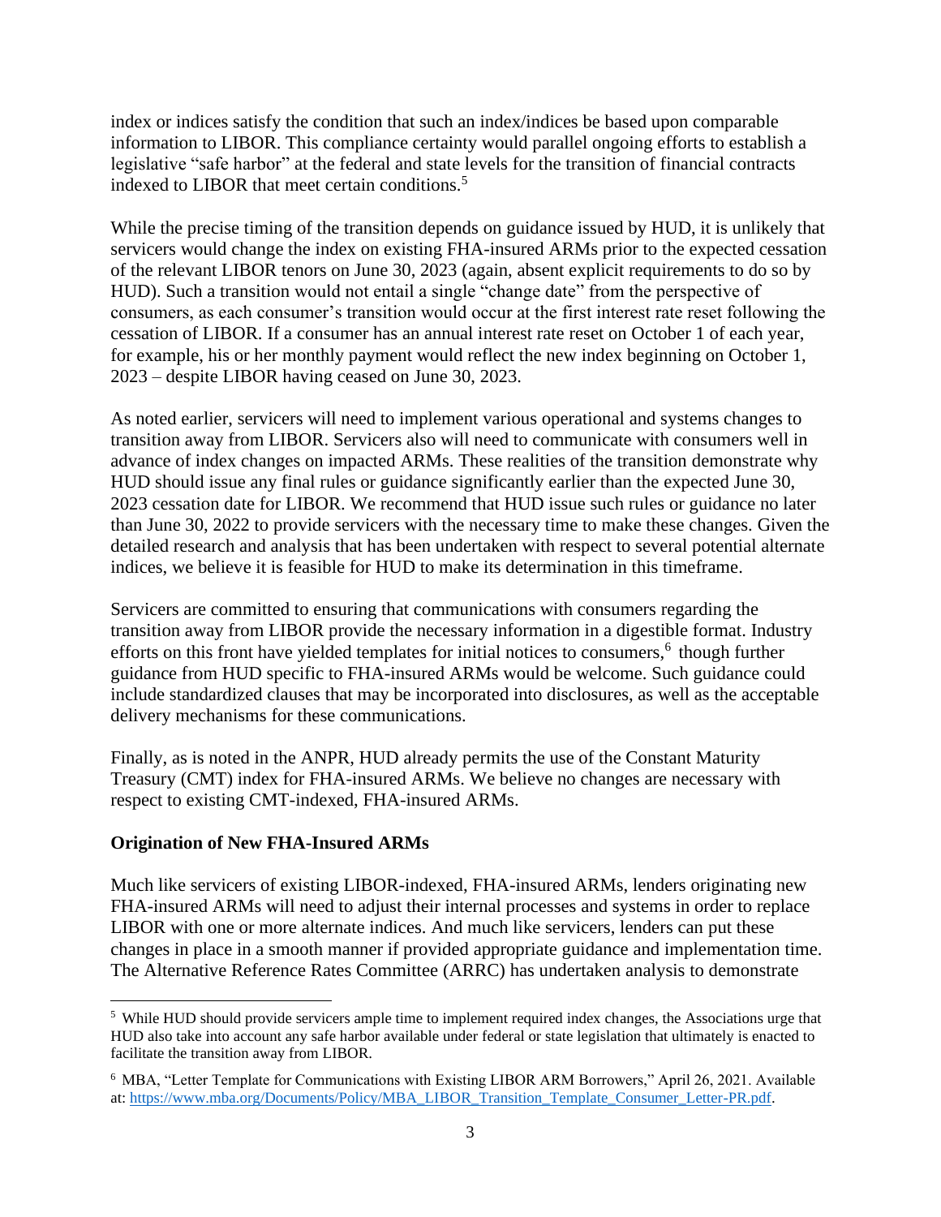index or indices satisfy the condition that such an index/indices be based upon comparable information to LIBOR. This compliance certainty would parallel ongoing efforts to establish a legislative "safe harbor" at the federal and state levels for the transition of financial contracts indexed to LIBOR that meet certain conditions.[5]

While the precise timing of the transition depends on guidance issued by HUD, it is unlikely that servicers would change the index on existing FHA-insured ARMs prior to the expected cessation of the relevant LIBOR tenors on June 30, 2023 (again, absent explicit requirements to do so by HUD). Such a transition would not entail a single "change date" from the perspective of consumers, as each consumer's transition would occur at the first interest rate reset following the cessation of LIBOR. If a consumer has an annual interest rate reset on October 1 of each year, for example, his or her monthly payment would reflect the new index beginning on October 1, 2023 – despite LIBOR having ceased on June 30, 2023.

As noted earlier, servicers will need to implement various operational and systems changes to transition away from LIBOR. Servicers also will need to communicate with consumers well in advance of index changes on impacted ARMs. These realities of the transition demonstrate why HUD should issue any final rules or guidance significantly earlier than the expected June 30, 2023 cessation date for LIBOR. We recommend that HUD issue such rules or guidance no later than June 30, 2022 to provide servicers with the necessary time to make these changes. Given the detailed research and analysis that has been undertaken with respect to several potential alternate indices, we believe it is feasible for HUD to make its determination in this timeframe.

Servicers are committed to ensuring that communications with consumers regarding the transition away from LIBOR provide the necessary information in a digestible format. Industry efforts on this front have yielded templates for initial notices to consumers,[6] though further guidance from HUD specific to FHA-insured ARMs would be welcome. Such guidance could include standardized clauses that may be incorporated into disclosures, as well as the acceptable delivery mechanisms for these communications.

Finally, as is noted in the ANPR, HUD already permits the use of the Constant Maturity Treasury (CMT) index for FHA-insured ARMs. We believe no changes are necessary with respect to existing CMT-indexed, FHA-insured ARMs.

**Origination of New FHA-Insured ARMs**

Much like servicers of existing LIBOR-indexed, FHA-insured ARMs, lenders originating new FHA-insured ARMs will need to adjust their internal processes and systems in order to replace LIBOR with one or more alternate indices. And much like servicers, lenders can put these changes in place in a smooth manner if provided appropriate guidance and implementation time. The Alternative Reference Rates Committee (ARRC) has undertaken analysis to demonstrate

---

[5] While HUD should provide servicers ample time to implement required index changes, the Associations urge that HUD also take into account any safe harbor available under federal or state legislation that ultimately is enacted to facilitate the transition away from LIBOR.

[6] MBA, "Letter Template for Communications with Existing LIBOR ARM Borrowers," April 26, 2021. Available at: https://www.mba.org/Documents/Policy/MBA_LIBOR_Transition_Template_Consumer_Letter-PR.pdf.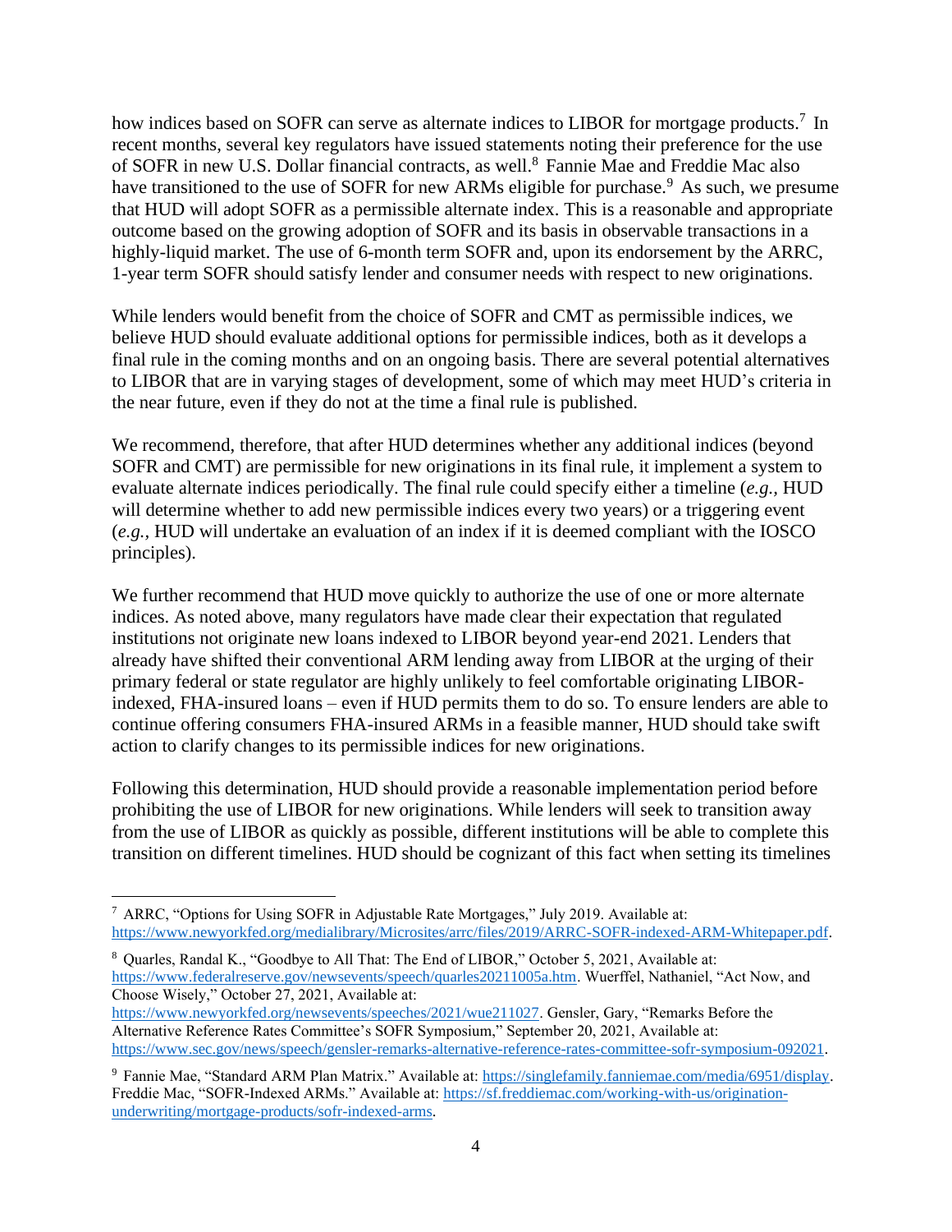how indices based on SOFR can serve as alternate indices to LIBOR for mortgage products.[7] In recent months, several key regulators have issued statements noting their preference for the use of SOFR in new U.S. Dollar financial contracts, as well.[8] Fannie Mae and Freddie Mac also have transitioned to the use of SOFR for new ARMs eligible for purchase.[9] As such, we presume that HUD will adopt SOFR as a permissible alternate index. This is a reasonable and appropriate outcome based on the growing adoption of SOFR and its basis in observable transactions in a highly-liquid market. The use of 6-month term SOFR and, upon its endorsement by the ARRC, 1-year term SOFR should satisfy lender and consumer needs with respect to new originations.

While lenders would benefit from the choice of SOFR and CMT as permissible indices, we believe HUD should evaluate additional options for permissible indices, both as it develops a final rule in the coming months and on an ongoing basis. There are several potential alternatives to LIBOR that are in varying stages of development, some of which may meet HUD's criteria in the near future, even if they do not at the time a final rule is published.

We recommend, therefore, that after HUD determines whether any additional indices (beyond SOFR and CMT) are permissible for new originations in its final rule, it implement a system to evaluate alternate indices periodically. The final rule could specify either a timeline (*e.g.*, HUD will determine whether to add new permissible indices every two years) or a triggering event (*e.g.*, HUD will undertake an evaluation of an index if it is deemed compliant with the IOSCO principles).

We further recommend that HUD move quickly to authorize the use of one or more alternate indices. As noted above, many regulators have made clear their expectation that regulated institutions not originate new loans indexed to LIBOR beyond year-end 2021. Lenders that already have shifted their conventional ARM lending away from LIBOR at the urging of their primary federal or state regulator are highly unlikely to feel comfortable originating LIBOR-indexed, FHA-insured loans – even if HUD permits them to do so. To ensure lenders are able to continue offering consumers FHA-insured ARMs in a feasible manner, HUD should take swift action to clarify changes to its permissible indices for new originations.

Following this determination, HUD should provide a reasonable implementation period before prohibiting the use of LIBOR for new originations. While lenders will seek to transition away from the use of LIBOR as quickly as possible, different institutions will be able to complete this transition on different timelines. HUD should be cognizant of this fact when setting its timelines

---

[7] ARRC, "Options for Using SOFR in Adjustable Rate Mortgages," July 2019. Available at: https://www.newyorkfed.org/medialibrary/Microsites/arrc/files/2019/ARRC-SOFR-indexed-ARM-Whitepaper.pdf.

[8] Quarles, Randal K., "Goodbye to All That: The End of LIBOR," October 5, 2021, Available at: https://www.federalreserve.gov/newsevents/speech/quarles20211005a.htm. Wuerffel, Nathaniel, "Act Now, and Choose Wisely," October 27, 2021, Available at: https://www.newyorkfed.org/newsevents/speeches/2021/wue211027. Gensler, Gary, "Remarks Before the Alternative Reference Rates Committee's SOFR Symposium," September 20, 2021, Available at: https://www.sec.gov/news/speech/gensler-remarks-alternative-reference-rates-committee-sofr-symposium-092021.

[9] Fannie Mae, "Standard ARM Plan Matrix." Available at: https://singlefamily.fanniemae.com/media/6951/display. Freddie Mac, "SOFR-Indexed ARMs." Available at: https://sf.freddiemac.com/working-with-us/origination-underwriting/mortgage-products/sofr-indexed-arms.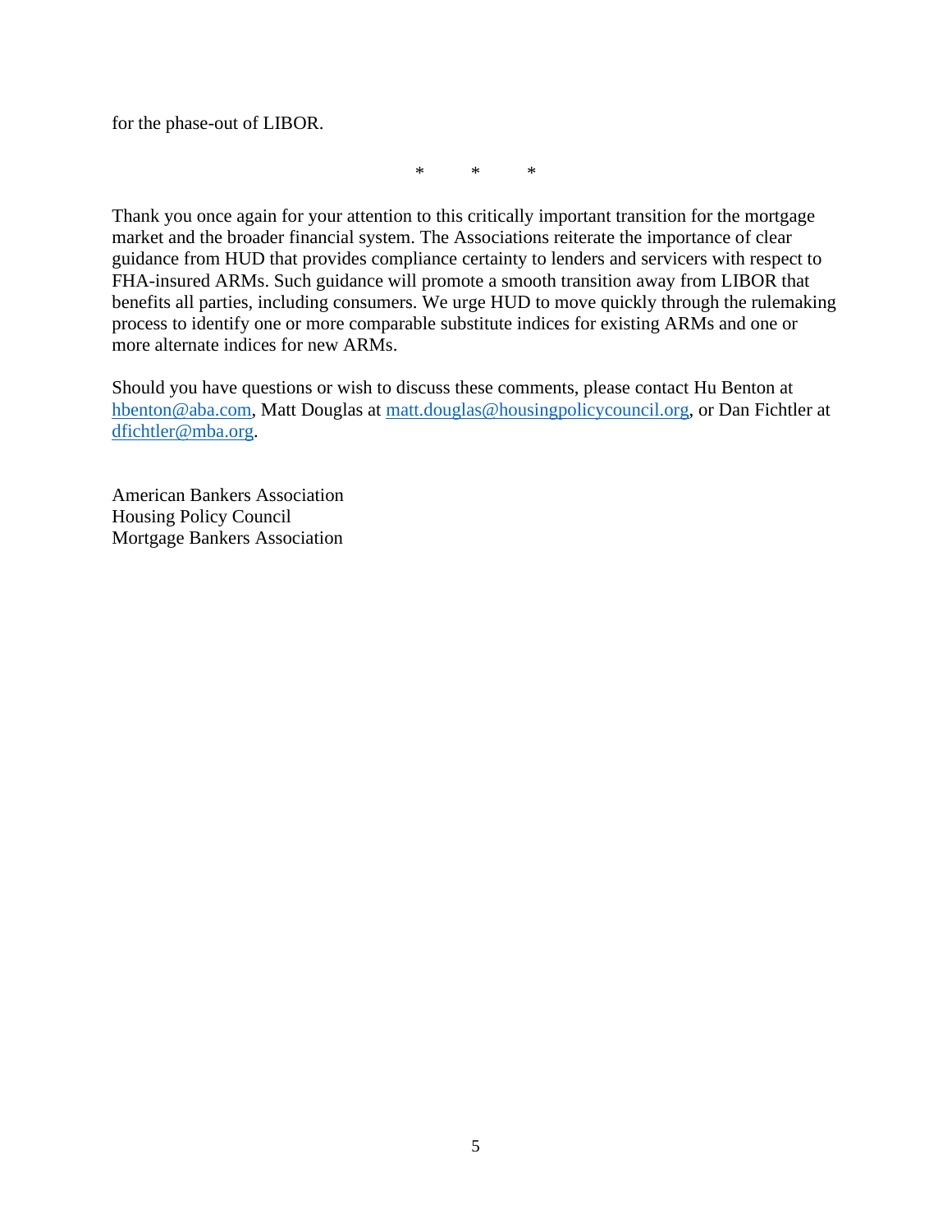for the phase-out of LIBOR.

\* \* \*

Thank you once again for your attention to this critically important transition for the mortgage market and the broader financial system. The Associations reiterate the importance of clear guidance from HUD that provides compliance certainty to lenders and servicers with respect to FHA-insured ARMs. Such guidance will promote a smooth transition away from LIBOR that benefits all parties, including consumers. We urge HUD to move quickly through the rulemaking process to identify one or more comparable substitute indices for existing ARMs and one or more alternate indices for new ARMs.

Should you have questions or wish to discuss these comments, please contact Hu Benton at hbenton@aba.com, Matt Douglas at matt.douglas@housingpolicycouncil.org, or Dan Fichtler at dfichtler@mba.org.

American Bankers Association
Housing Policy Council
Mortgage Bankers Association